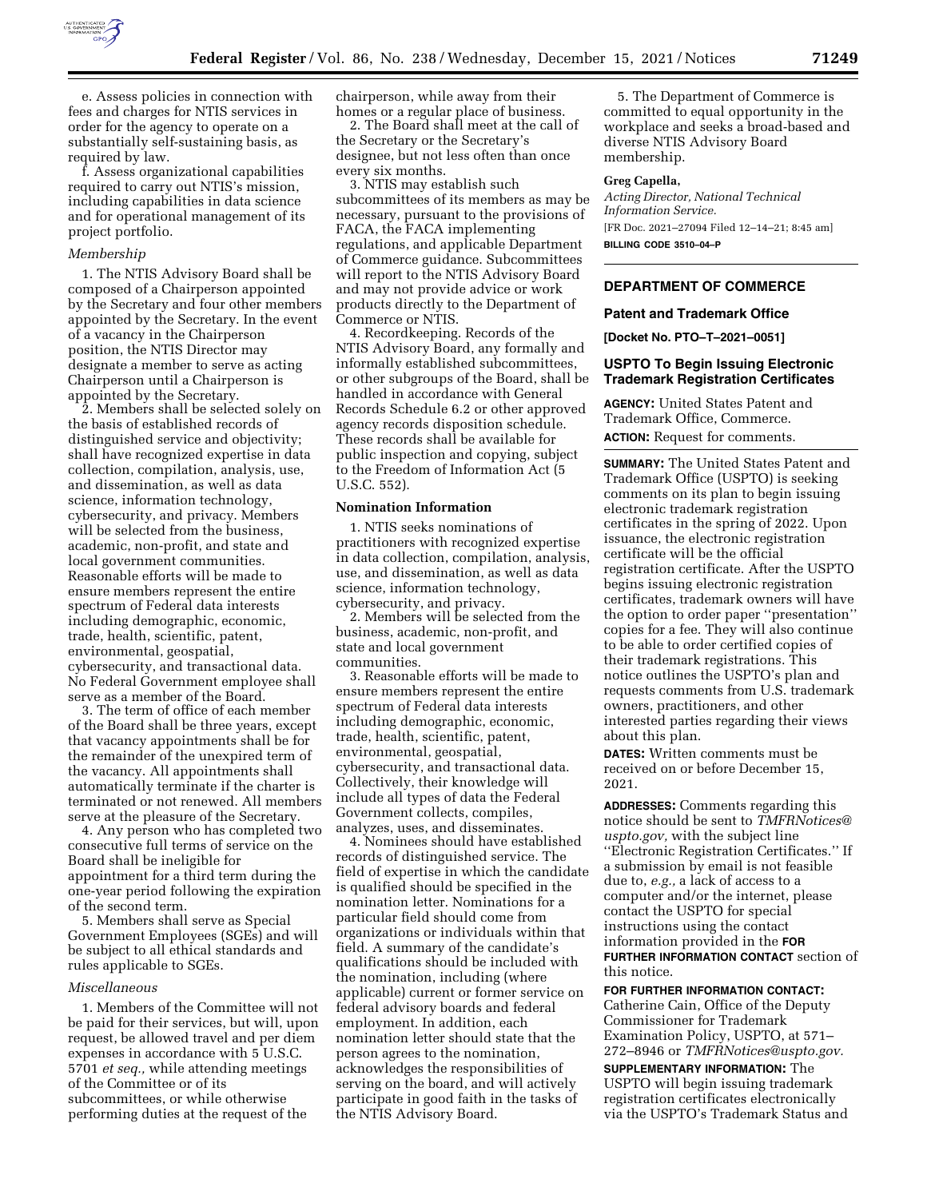e. Assess policies in connection with fees and charges for NTIS services in order for the agency to operate on a substantially self-sustaining basis, as required by law.

f. Assess organizational capabilities required to carry out NTIS's mission, including capabilities in data science and for operational management of its project portfolio.

*Membership*

1. The NTIS Advisory Board shall be composed of a Chairperson appointed by the Secretary and four other members appointed by the Secretary. In the event of a vacancy in the Chairperson position, the NTIS Director may designate a member to serve as acting Chairperson until a Chairperson is appointed by the Secretary.

2. Members shall be selected solely on the basis of established records of distinguished service and objectivity; shall have recognized expertise in data collection, compilation, analysis, use, and dissemination, as well as data science, information technology, cybersecurity, and privacy. Members will be selected from the business, academic, non-profit, and state and local government communities. Reasonable efforts will be made to ensure members represent the entire spectrum of Federal data interests including demographic, economic, trade, health, scientific, patent, environmental, geospatial, cybersecurity, and transactional data. No Federal Government employee shall serve as a member of the Board.

3. The term of office of each member of the Board shall be three years, except that vacancy appointments shall be for the remainder of the unexpired term of the vacancy. All appointments shall automatically terminate if the charter is terminated or not renewed. All members serve at the pleasure of the Secretary.

4. Any person who has completed two consecutive full terms of service on the Board shall be ineligible for appointment for a third term during the one-year period following the expiration of the second term.

5. Members shall serve as Special Government Employees (SGEs) and will be subject to all ethical standards and rules applicable to SGEs.

*Miscellaneous*

1. Members of the Committee will not be paid for their services, but will, upon request, be allowed travel and per diem expenses in accordance with 5 U.S.C. 5701 *et seq.,* while attending meetings of the Committee or of its subcommittees, or while otherwise performing duties at the request of the chairperson, while away from their homes or a regular place of business.

2. The Board shall meet at the call of the Secretary or the Secretary's designee, but not less often than once every six months.

3. NTIS may establish such subcommittees of its members as may be necessary, pursuant to the provisions of FACA, the FACA implementing regulations, and applicable Department of Commerce guidance. Subcommittees will report to the NTIS Advisory Board and may not provide advice or work products directly to the Department of Commerce or NTIS.

4. Recordkeeping. Records of the NTIS Advisory Board, any formally and informally established subcommittees, or other subgroups of the Board, shall be handled in accordance with General Records Schedule 6.2 or other approved agency records disposition schedule. These records shall be available for public inspection and copying, subject to the Freedom of Information Act (5 U.S.C. 552).

**Nomination Information**

1. NTIS seeks nominations of practitioners with recognized expertise in data collection, compilation, analysis, use, and dissemination, as well as data science, information technology, cybersecurity, and privacy.

2. Members will be selected from the business, academic, non-profit, and state and local government communities.

3. Reasonable efforts will be made to ensure members represent the entire spectrum of Federal data interests including demographic, economic, trade, health, scientific, patent, environmental, geospatial, cybersecurity, and transactional data. Collectively, their knowledge will include all types of data the Federal Government collects, compiles, analyzes, uses, and disseminates.

4. Nominees should have established records of distinguished service. The field of expertise in which the candidate is qualified should be specified in the nomination letter. Nominations for a particular field should come from organizations or individuals within that field. A summary of the candidate's qualifications should be included with the nomination, including (where applicable) current or former service on federal advisory boards and federal employment. In addition, each nomination letter should state that the person agrees to the nomination, acknowledges the responsibilities of serving on the board, and will actively participate in good faith in the tasks of the NTIS Advisory Board.

5. The Department of Commerce is committed to equal opportunity in the workplace and seeks a broad-based and diverse NTIS Advisory Board membership.

**Greg Capella,**

*Acting Director, National Technical Information Service.*

[FR Doc. 2021–27094 Filed 12–14–21; 8:45 am]

**BILLING CODE 3510–04–P**

---

## DEPARTMENT OF COMMERCE

### Patent and Trademark Office

**[Docket No. PTO–T–2021–0051]**

### USPTO To Begin Issuing Electronic Trademark Registration Certificates

**AGENCY:** United States Patent and Trademark Office, Commerce.

**ACTION:** Request for comments.

**SUMMARY:** The United States Patent and Trademark Office (USPTO) is seeking comments on its plan to begin issuing electronic trademark registration certificates in the spring of 2022. Upon issuance, the electronic registration certificate will be the official registration certificate. After the USPTO begins issuing electronic registration certificates, trademark owners will have the option to order paper ''presentation'' copies for a fee. They will also continue to be able to order certified copies of their trademark registrations. This notice outlines the USPTO's plan and requests comments from U.S. trademark owners, practitioners, and other interested parties regarding their views about this plan.

**DATES:** Written comments must be received on or before December 15, 2021.

**ADDRESSES:** Comments regarding this notice should be sent to *TMFRNotices@uspto.gov,* with the subject line ''Electronic Registration Certificates.'' If a submission by email is not feasible due to, *e.g.,* a lack of access to a computer and/or the internet, please contact the USPTO for special instructions using the contact information provided in the **FOR FURTHER INFORMATION CONTACT** section of this notice.

**FOR FURTHER INFORMATION CONTACT:** Catherine Cain, Office of the Deputy Commissioner for Trademark Examination Policy, USPTO, at 571–272–8946 or *TMFRNotices@uspto.gov.*

**SUPPLEMENTARY INFORMATION:** The USPTO will begin issuing trademark registration certificates electronically via the USPTO's Trademark Status and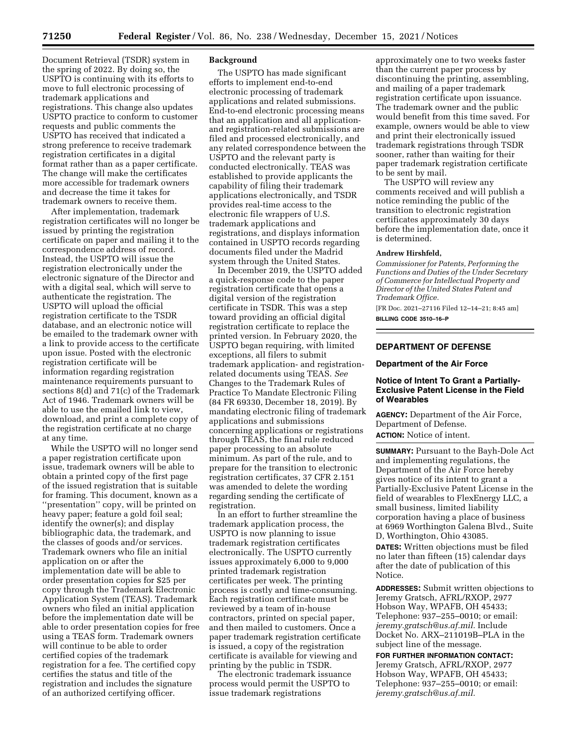Document Retrieval (TSDR) system in the spring of 2022. By doing so, the USPTO is continuing with its efforts to move to full electronic processing of trademark applications and registrations. This change also updates USPTO practice to conform to customer requests and public comments the USPTO has received that indicated a strong preference to receive trademark registration certificates in a digital format rather than as a paper certificate. The change will make the certificates more accessible for trademark owners and decrease the time it takes for trademark owners to receive them.

After implementation, trademark registration certificates will no longer be issued by printing the registration certificate on paper and mailing it to the correspondence address of record. Instead, the USPTO will issue the registration electronically under the electronic signature of the Director and with a digital seal, which will serve to authenticate the registration. The USPTO will upload the official registration certificate to the TSDR database, and an electronic notice will be emailed to the trademark owner with a link to provide access to the certificate upon issue. Posted with the electronic registration certificate will be information regarding registration maintenance requirements pursuant to sections 8(d) and 71(c) of the Trademark Act of 1946. Trademark owners will be able to use the emailed link to view, download, and print a complete copy of the registration certificate at no charge at any time.

While the USPTO will no longer send a paper registration certificate upon issue, trademark owners will be able to obtain a printed copy of the first page of the issued registration that is suitable for framing. This document, known as a ''presentation'' copy, will be printed on heavy paper; feature a gold foil seal; identify the owner(s); and display bibliographic data, the trademark, and the classes of goods and/or services. Trademark owners who file an initial application on or after the implementation date will be able to order presentation copies for $25 per copy through the Trademark Electronic Application System (TEAS). Trademark owners who filed an initial application before the implementation date will be able to order presentation copies for free using a TEAS form. Trademark owners will continue to be able to order certified copies of the trademark registration for a fee. The certified copy certifies the status and title of the registration and includes the signature of an authorized certifying officer.

## Background

The USPTO has made significant efforts to implement end-to-end electronic processing of trademark applications and related submissions. End-to-end electronic processing means that an application and all application- and registration-related submissions are filed and processed electronically, and any related correspondence between the USPTO and the relevant party is conducted electronically. TEAS was established to provide applicants the capability of filing their trademark applications electronically, and TSDR provides real-time access to the electronic file wrappers of U.S. trademark applications and registrations, and displays information contained in USPTO records regarding documents filed under the Madrid system through the United States.

In December 2019, the USPTO added a quick-response code to the paper registration certificate that opens a digital version of the registration certificate in TSDR. This was a step toward providing an official digital registration certificate to replace the printed version. In February 2020, the USPTO began requiring, with limited exceptions, all filers to submit trademark application- and registration-related documents using TEAS. *See* Changes to the Trademark Rules of Practice To Mandate Electronic Filing (84 FR 69330, December 18, 2019). By mandating electronic filing of trademark applications and submissions concerning applications or registrations through TEAS, the final rule reduced paper processing to an absolute minimum. As part of the rule, and to prepare for the transition to electronic registration certificates, 37 CFR 2.151 was amended to delete the wording regarding sending the certificate of registration.

In an effort to further streamline the trademark application process, the USPTO is now planning to issue trademark registration certificates electronically. The USPTO currently issues approximately 6,000 to 9,000 printed trademark registration certificates per week. The printing process is costly and time-consuming. Each registration certificate must be reviewed by a team of in-house contractors, printed on special paper, and then mailed to customers. Once a paper trademark registration certificate is issued, a copy of the registration certificate is available for viewing and printing by the public in TSDR.

The electronic trademark issuance process would permit the USPTO to issue trademark registrations approximately one to two weeks faster than the current paper process by discontinuing the printing, assembling, and mailing of a paper trademark registration certificate upon issuance. The trademark owner and the public would benefit from this time saved. For example, owners would be able to view and print their electronically issued trademark registrations through TSDR sooner, rather than waiting for their paper trademark registration certificate to be sent by mail.

The USPTO will review any comments received and will publish a notice reminding the public of the transition to electronic registration certificates approximately 30 days before the implementation date, once it is determined.

**Andrew Hirshfeld,**

*Commissioner for Patents, Performing the Functions and Duties of the Under Secretary of Commerce for Intellectual Property and Director of the United States Patent and Trademark Office.*

[FR Doc. 2021–27116 Filed 12–14–21; 8:45 am]

**BILLING CODE 3510–16–P**

# DEPARTMENT OF DEFENSE

## Department of the Air Force

### Notice of Intent To Grant a Partially-Exclusive Patent License in the Field of Wearables

**AGENCY:** Department of the Air Force, Department of Defense.

**ACTION:** Notice of intent.

**SUMMARY:** Pursuant to the Bayh-Dole Act and implementing regulations, the Department of the Air Force hereby gives notice of its intent to grant a Partially-Exclusive Patent License in the field of wearables to FlexEnergy LLC, a small business, limited liability corporation having a place of business at 6969 Worthington Galena Blvd., Suite D, Worthington, Ohio 43085.

**DATES:** Written objections must be filed no later than fifteen (15) calendar days after the date of publication of this Notice.

**ADDRESSES:** Submit written objections to Jeremy Gratsch, AFRL/RXOP, 2977 Hobson Way, WPAFB, OH 45433; Telephone: 937–255–0010; or email: *jeremy.gratsch@us.af.mil.* Include Docket No. ARX–211019B–PLA in the subject line of the message.

**FOR FURTHER INFORMATION CONTACT:** Jeremy Gratsch, AFRL/RXOP, 2977 Hobson Way, WPAFB, OH 45433; Telephone: 937–255–0010; or email: *jeremy.gratsch@us.af.mil.*